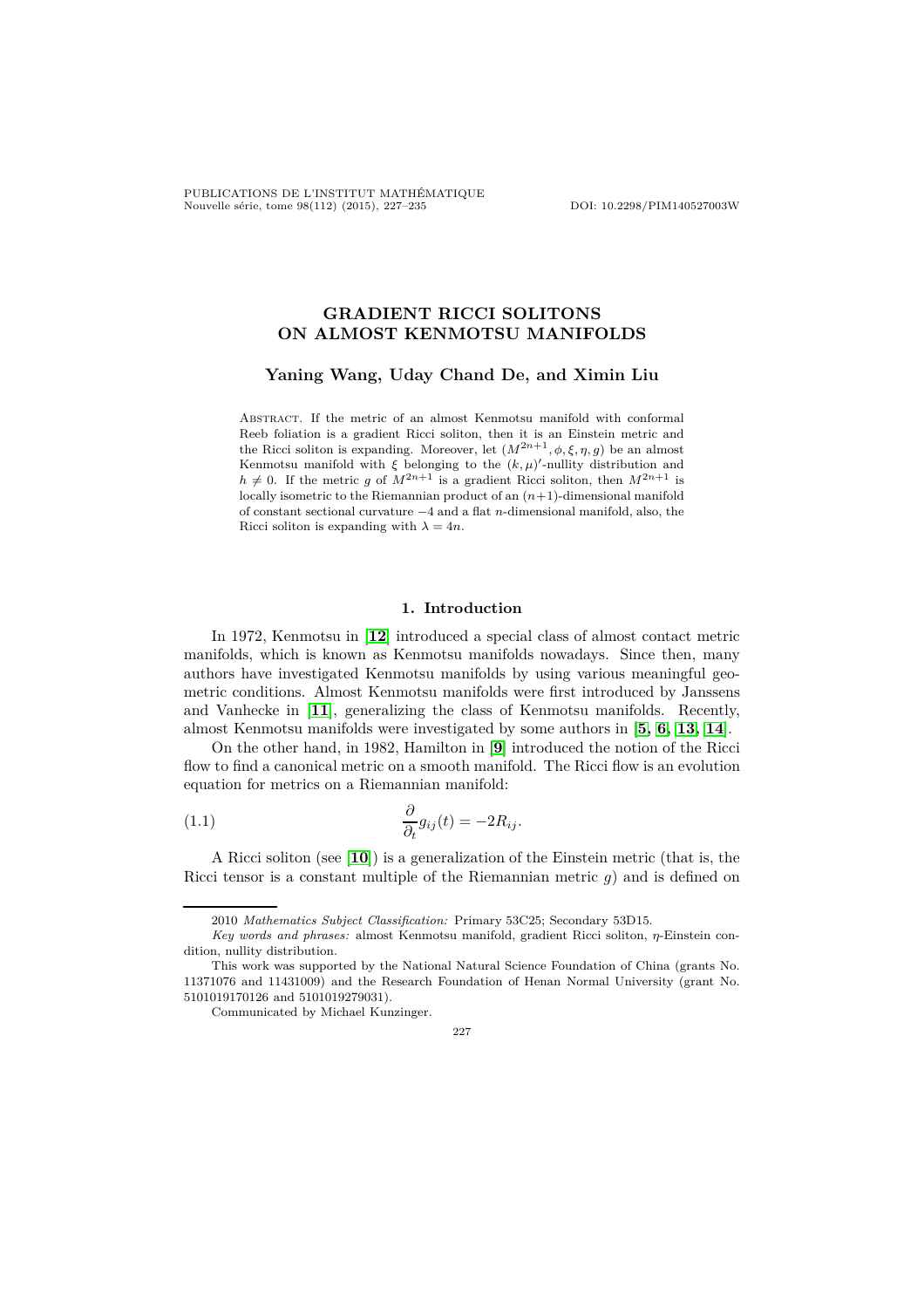# GRADIENT RICCI SOLITONS ON ALMOST KENMOTSU MANIFOLDS

**Yaning Wang, Uday Chand De, and Ximin Liu**

Abstract. If the metric of an almost Kenmotsu manifold with conformal Reeb foliation is a gradient Ricci soliton, then it is an Einstein metric and the Ricci soliton is expanding. Moreover, let $(M^{2n+1}, \phi, \xi, \eta, g)$ be an almost Kenmotsu manifold with $\xi$ belonging to the $(k, \mu)'$-nullity distribution and $h \neq 0$. If the metric $g$ of $M^{2n+1}$ is a gradient Ricci soliton, then $M^{2n+1}$ is locally isometric to the Riemannian product of an $(n+1)$-dimensional manifold of constant sectional curvature $-4$ and a flat $n$-dimensional manifold, also, the Ricci soliton is expanding with $\lambda = 4n$.

## 1. Introduction

In 1972, Kenmotsu in [12] introduced a special class of almost contact metric manifolds, which is known as Kenmotsu manifolds nowadays. Since then, many authors have investigated Kenmotsu manifolds by using various meaningful geometric conditions. Almost Kenmotsu manifolds were first introduced by Janssens and Vanhecke in [11], generalizing the class of Kenmotsu manifolds. Recently, almost Kenmotsu manifolds were investigated by some authors in [5, 6, 13, 14].

On the other hand, in 1982, Hamilton in [9] introduced the notion of the Ricci flow to find a canonical metric on a smooth manifold. The Ricci flow is an evolution equation for metrics on a Riemannian manifold:

$$\frac{\partial}{\partial_t} g_{ij}(t) = -2R_{ij}. \tag{1.1}$$

A Ricci soliton (see [10]) is a generalization of the Einstein metric (that is, the Ricci tensor is a constant multiple of the Riemannian metric $g$) and is defined on

---

2010 *Mathematics Subject Classification:* Primary 53C25; Secondary 53D15.

*Key words and phrases:* almost Kenmotsu manifold, gradient Ricci soliton, $\eta$-Einstein condition, nullity distribution.

This work was supported by the National Natural Science Foundation of China (grants No. 11371076 and 11431009) and the Research Foundation of Henan Normal University (grant No. 5101019170126 and 5101019279031).

Communicated by Michael Kunzinger.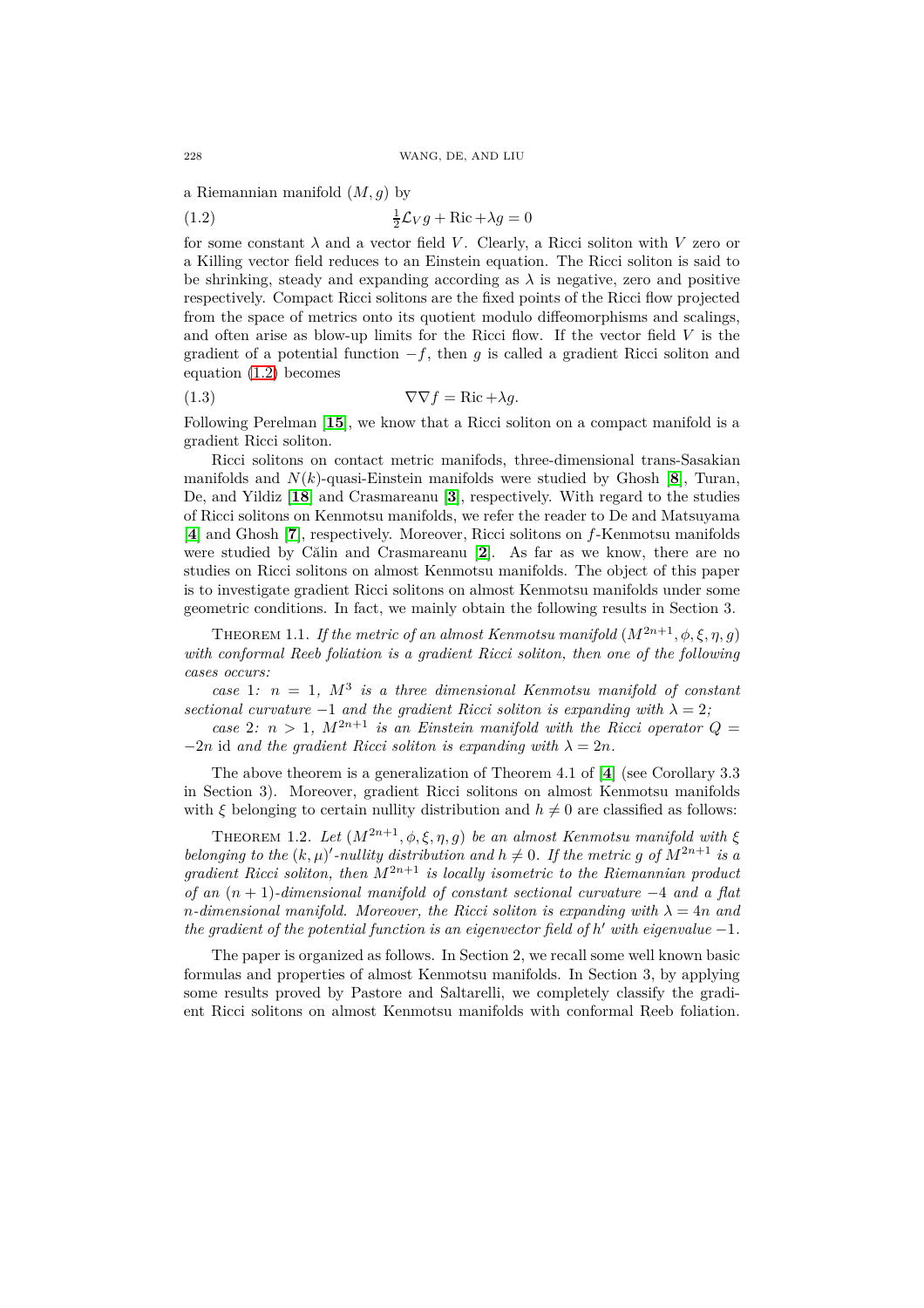a Riemannian manifold $(M, g)$ by

$$\tfrac{1}{2}\mathcal{L}_V g + \mathrm{Ric} + \lambda g = 0 \tag{1.2}$$

for some constant $\lambda$ and a vector field $V$. Clearly, a Ricci soliton with $V$ zero or a Killing vector field reduces to an Einstein equation. The Ricci soliton is said to be shrinking, steady and expanding according as $\lambda$ is negative, zero and positive respectively. Compact Ricci solitons are the fixed points of the Ricci flow projected from the space of metrics onto its quotient modulo diffeomorphisms and scalings, and often arise as blow-up limits for the Ricci flow. If the vector field $V$ is the gradient of a potential function $-f$, then $g$ is called a gradient Ricci soliton and equation (1.2) becomes

$$\nabla\nabla f = \mathrm{Ric} + \lambda g. \tag{1.3}$$

Following Perelman [15], we know that a Ricci soliton on a compact manifold is a gradient Ricci soliton.

Ricci solitons on contact metric manifods, three-dimensional trans-Sasakian manifolds and $N(k)$-quasi-Einstein manifolds were studied by Ghosh [8], Turan, De, and Yildiz [18] and Crasmareanu [3], respectively. With regard to the studies of Ricci solitons on Kenmotsu manifolds, we refer the reader to De and Matsuyama [4] and Ghosh [7], respectively. Moreover, Ricci solitons on $f$-Kenmotsu manifolds were studied by Călin and Crasmareanu [2]. As far as we know, there are no studies on Ricci solitons on almost Kenmotsu manifolds. The object of this paper is to investigate gradient Ricci solitons on almost Kenmotsu manifolds under some geometric conditions. In fact, we mainly obtain the following results in Section 3.

Theorem 1.1. *If the metric of an almost Kenmotsu manifold $(M^{2n+1}, \phi, \xi, \eta, g)$ with conformal Reeb foliation is a gradient Ricci soliton, then one of the following cases occurs:*

*case 1: $n = 1$, $M^3$ is a three dimensional Kenmotsu manifold of constant sectional curvature $-1$ and the gradient Ricci soliton is expanding with $\lambda = 2$;*

*case 2: $n > 1$, $M^{2n+1}$ is an Einstein manifold with the Ricci operator $Q = -2n\,\mathrm{id}$ and the gradient Ricci soliton is expanding with $\lambda = 2n$.*

The above theorem is a generalization of Theorem 4.1 of [4] (see Corollary 3.3 in Section 3). Moreover, gradient Ricci solitons on almost Kenmotsu manifolds with $\xi$ belonging to certain nullity distribution and $h \neq 0$ are classified as follows:

Theorem 1.2. *Let $(M^{2n+1}, \phi, \xi, \eta, g)$ be an almost Kenmotsu manifold with $\xi$ belonging to the $(k, \mu)'$-nullity distribution and $h \neq 0$. If the metric $g$ of $M^{2n+1}$ is a gradient Ricci soliton, then $M^{2n+1}$ is locally isometric to the Riemannian product of an $(n+1)$-dimensional manifold of constant sectional curvature $-4$ and a flat $n$-dimensional manifold. Moreover, the Ricci soliton is expanding with $\lambda = 4n$ and the gradient of the potential function is an eigenvector field of $h'$ with eigenvalue $-1$.*

The paper is organized as follows. In Section 2, we recall some well known basic formulas and properties of almost Kenmotsu manifolds. In Section 3, by applying some results proved by Pastore and Saltarelli, we completely classify the gradient Ricci solitons on almost Kenmotsu manifolds with conformal Reeb foliation.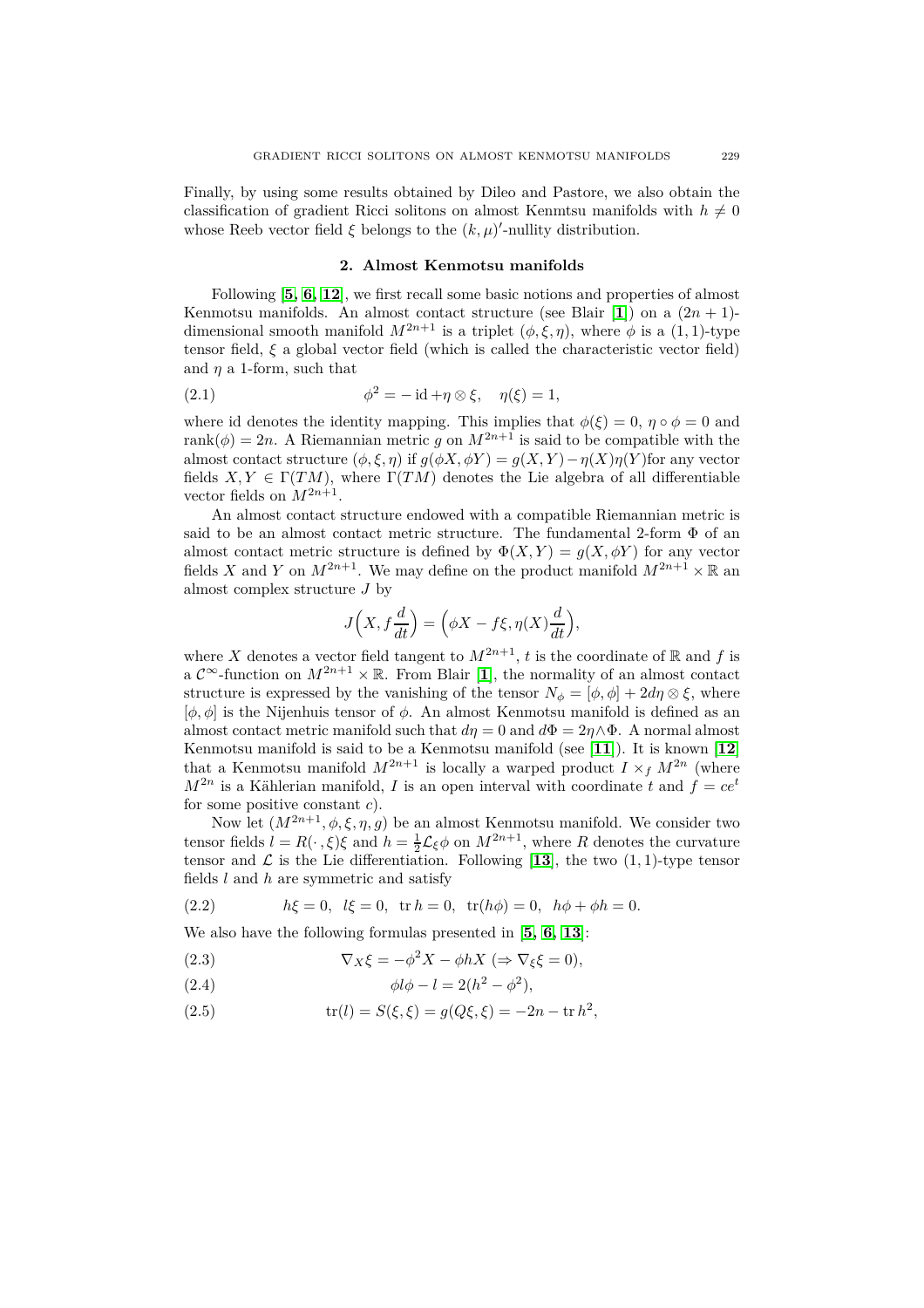Finally, by using some results obtained by Dileo and Pastore, we also obtain the classification of gradient Ricci solitons on almost Kenmtsu manifolds with $h \neq 0$ whose Reeb vector field $\xi$ belongs to the $(k, \mu)'$-nullity distribution.

## 2. Almost Kenmotsu manifolds

Following [**5**, **6**, **12**], we first recall some basic notions and properties of almost Kenmotsu manifolds. An almost contact structure (see Blair [**1**]) on a $(2n+1)$-dimensional smooth manifold $M^{2n+1}$ is a triplet $(\phi, \xi, \eta)$, where $\phi$ is a $(1,1)$-type tensor field, $\xi$ a global vector field (which is called the characteristic vector field) and $\eta$ a 1-form, such that

$$\phi^2 = -\operatorname{id} + \eta \otimes \xi, \quad \eta(\xi) = 1, \tag{2.1}$$

where id denotes the identity mapping. This implies that $\phi(\xi) = 0$, $\eta \circ \phi = 0$ and $\operatorname{rank}(\phi) = 2n$. A Riemannian metric $g$ on $M^{2n+1}$ is said to be compatible with the almost contact structure $(\phi, \xi, \eta)$ if $g(\phi X, \phi Y) = g(X, Y) - \eta(X)\eta(Y)$for any vector fields $X, Y \in \Gamma(TM)$, where $\Gamma(TM)$ denotes the Lie algebra of all differentiable vector fields on $M^{2n+1}$.

An almost contact structure endowed with a compatible Riemannian metric is said to be an almost contact metric structure. The fundamental 2-form $\Phi$ of an almost contact metric structure is defined by $\Phi(X, Y) = g(X, \phi Y)$ for any vector fields $X$ and $Y$ on $M^{2n+1}$. We may define on the product manifold $M^{2n+1} \times \mathbb{R}$ an almost complex structure $J$ by

$$J\Big(X, f\frac{d}{dt}\Big) = \Big(\phi X - f\xi, \eta(X)\frac{d}{dt}\Big),$$

where $X$ denotes a vector field tangent to $M^{2n+1}$, $t$ is the coordinate of $\mathbb{R}$ and $f$ is a $\mathcal{C}^\infty$-function on $M^{2n+1} \times \mathbb{R}$. From Blair [**1**], the normality of an almost contact structure is expressed by the vanishing of the tensor $N_\phi = [\phi, \phi] + 2d\eta \otimes \xi$, where $[\phi, \phi]$ is the Nijenhuis tensor of $\phi$. An almost Kenmotsu manifold is defined as an almost contact metric manifold such that $d\eta = 0$ and $d\Phi = 2\eta \wedge \Phi$. A normal almost Kenmotsu manifold is said to be a Kenmotsu manifold (see [**11**]). It is known [**12**] that a Kenmotsu manifold $M^{2n+1}$ is locally a warped product $I \times_f M^{2n}$ (where $M^{2n}$ is a Kählerian manifold, $I$ is an open interval with coordinate $t$ and $f = ce^t$ for some positive constant $c$).

Now let $(M^{2n+1}, \phi, \xi, \eta, g)$ be an almost Kenmotsu manifold. We consider two tensor fields $l = R(\cdot, \xi)\xi$ and $h = \frac{1}{2}\mathcal{L}_\xi \phi$ on $M^{2n+1}$, where $R$ denotes the curvature tensor and $\mathcal{L}$ is the Lie differentiation. Following [**13**], the two $(1,1)$-type tensor fields $l$ and $h$ are symmetric and satisfy

$$h\xi = 0, \ \ l\xi = 0, \ \ \operatorname{tr} h = 0, \ \ \operatorname{tr}(h\phi) = 0, \ \ h\phi + \phi h = 0. \tag{2.2}$$

We also have the following formulas presented in [**5**, **6**, **13**]:

$$\nabla_X \xi = -\phi^2 X - \phi h X \ (\Rightarrow \nabla_\xi \xi = 0), \tag{2.3}$$

$$\phi l \phi - l = 2(h^2 - \phi^2), \tag{2.4}$$

$$\operatorname{tr}(l) = S(\xi, \xi) = g(Q\xi, \xi) = -2n - \operatorname{tr} h^2, \tag{2.5}$$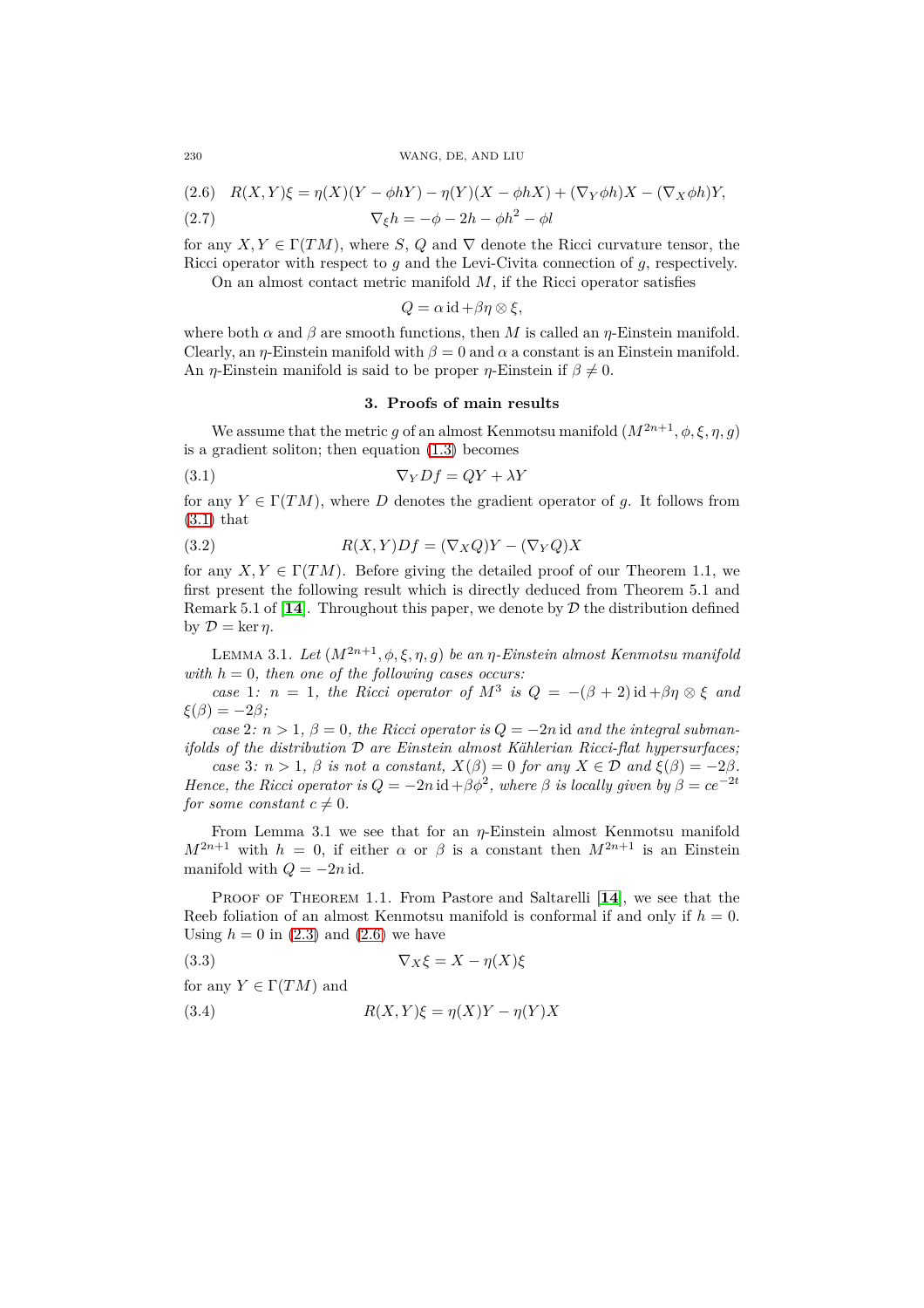$$R(X,Y)\xi = \eta(X)(Y - \phi hY) - \eta(Y)(X - \phi hX) + (\nabla_Y \phi h)X - (\nabla_X \phi h)Y, \tag{2.6}$$

$$\nabla_\xi h = -\phi - 2h - \phi h^2 - \phi l \tag{2.7}$$

for any $X, Y \in \Gamma(TM)$, where $S$, $Q$ and $\nabla$ denote the Ricci curvature tensor, the Ricci operator with respect to $g$ and the Levi-Civita connection of $g$, respectively.

On an almost contact metric manifold $M$, if the Ricci operator satisfies

$$Q = \alpha \operatorname{id} + \beta\eta \otimes \xi,$$

where both $\alpha$ and $\beta$ are smooth functions, then $M$ is called an $\eta$-Einstein manifold. Clearly, an $\eta$-Einstein manifold with $\beta = 0$ and $\alpha$ a constant is an Einstein manifold. An $\eta$-Einstein manifold is said to be proper $\eta$-Einstein if $\beta \neq 0$.

## 3. Proofs of main results

We assume that the metric $g$ of an almost Kenmotsu manifold $(M^{2n+1}, \phi, \xi, \eta, g)$ is a gradient soliton; then equation (1.3) becomes

$$\nabla_Y Df = QY + \lambda Y \tag{3.1}$$

for any $Y \in \Gamma(TM)$, where $D$ denotes the gradient operator of $g$. It follows from (3.1) that

$$R(X,Y)Df = (\nabla_X Q)Y - (\nabla_Y Q)X \tag{3.2}$$

for any $X, Y \in \Gamma(TM)$. Before giving the detailed proof of our Theorem 1.1, we first present the following result which is directly deduced from Theorem 5.1 and Remark 5.1 of [14]. Throughout this paper, we denote by $\mathcal{D}$ the distribution defined by $\mathcal{D} = \ker \eta$.

Lemma 3.1. *Let $(M^{2n+1}, \phi, \xi, \eta, g)$ be an $\eta$-Einstein almost Kenmotsu manifold with $h = 0$, then one of the following cases occurs:*

*case 1: $n = 1$, the Ricci operator of $M^3$ is $Q = -(\beta + 2) \operatorname{id} + \beta\eta \otimes \xi$ and $\xi(\beta) = -2\beta$;*

*case 2: $n > 1$, $\beta = 0$, the Ricci operator is $Q = -2n \operatorname{id}$ and the integral submanifolds of the distribution $\mathcal{D}$ are Einstein almost Kählerian Ricci-flat hypersurfaces;*

*case 3: $n > 1$, $\beta$ is not a constant, $X(\beta) = 0$ for any $X \in \mathcal{D}$ and $\xi(\beta) = -2\beta$. Hence, the Ricci operator is $Q = -2n \operatorname{id} + \beta\phi^2$, where $\beta$ is locally given by $\beta = ce^{-2t}$ for some constant $c \neq 0$.*

From Lemma 3.1 we see that for an $\eta$-Einstein almost Kenmotsu manifold $M^{2n+1}$ with $h = 0$, if either $\alpha$ or $\beta$ is a constant then $M^{2n+1}$ is an Einstein manifold with $Q = -2n \operatorname{id}$.

Proof of Theorem 1.1. From Pastore and Saltarelli [14], we see that the Reeb foliation of an almost Kenmotsu manifold is conformal if and only if $h = 0$. Using $h = 0$ in (2.3) and (2.6) we have

$$\nabla_X \xi = X - \eta(X)\xi \tag{3.3}$$

for any $Y \in \Gamma(TM)$ and

$$R(X,Y)\xi = \eta(X)Y - \eta(Y)X \tag{3.4}$$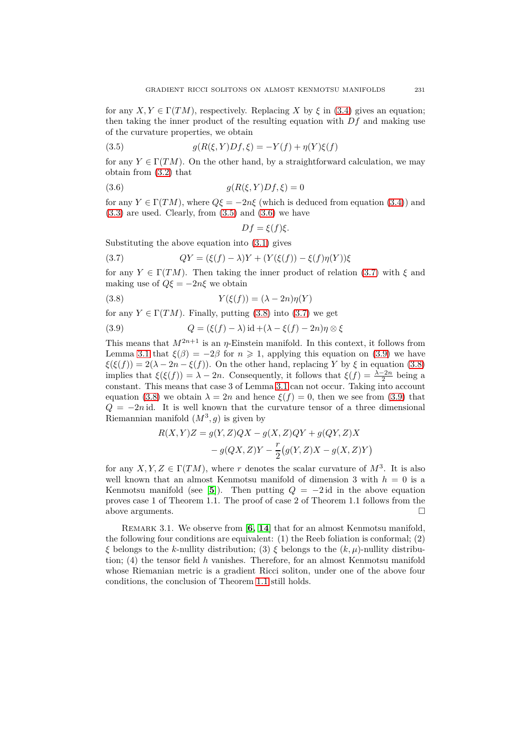for any $X, Y \in \Gamma(TM)$, respectively. Replacing $X$ by $\xi$ in (3.4) gives an equation; then taking the inner product of the resulting equation with $Df$ and making use of the curvature properties, we obtain

$$g(R(\xi, Y)Df, \xi) = -Y(f) + \eta(Y)\xi(f) \tag{3.5}$$

for any $Y \in \Gamma(TM)$. On the other hand, by a straightforward calculation, we may obtain from (3.2) that

$$g(R(\xi, Y)Df, \xi) = 0 \tag{3.6}$$

for any $Y \in \Gamma(TM)$, where $Q\xi = -2n\xi$ (which is deduced from equation (3.4)) and (3.3) are used. Clearly, from (3.5) and (3.6) we have

$$Df = \xi(f)\xi.$$

Substituting the above equation into (3.1) gives

$$QY = (\xi(f) - \lambda)Y + (Y(\xi(f)) - \xi(f)\eta(Y))\xi \tag{3.7}$$

for any $Y \in \Gamma(TM)$. Then taking the inner product of relation (3.7) with $\xi$ and making use of $Q\xi = -2n\xi$ we obtain

$$Y(\xi(f)) = (\lambda - 2n)\eta(Y) \tag{3.8}$$

for any $Y \in \Gamma(TM)$. Finally, putting (3.8) into (3.7) we get

$$Q = (\xi(f) - \lambda)\,\mathrm{id} + (\lambda - \xi(f) - 2n)\eta \otimes \xi \tag{3.9}$$

This means that $M^{2n+1}$ is an $\eta$-Einstein manifold. In this context, it follows from Lemma 3.1 that $\xi(\beta) = -2\beta$ for $n \geqslant 1$, applying this equation on (3.9) we have $\xi(\xi(f)) = 2(\lambda - 2n - \xi(f))$. On the other hand, replacing $Y$ by $\xi$ in equation (3.8) implies that $\xi(\xi(f)) = \lambda - 2n$. Consequently, it follows that $\xi(f) = \frac{\lambda - 2n}{2}$ being a constant. This means that case 3 of Lemma 3.1 can not occur. Taking into account equation (3.8) we obtain $\lambda = 2n$ and hence $\xi(f) = 0$, then we see from (3.9) that $Q = -2n\,\mathrm{id}$. It is well known that the curvature tensor of a three dimensional Riemannian manifold $(M^3, g)$ is given by

$$\begin{aligned} R(X, Y)Z = {} & g(Y, Z)QX - g(X, Z)QY + g(QY, Z)X \\ & - g(QX, Z)Y - \frac{r}{2}\big(g(Y, Z)X - g(X, Z)Y\big) \end{aligned}$$

for any $X, Y, Z \in \Gamma(TM)$, where $r$ denotes the scalar curvature of $M^3$. It is also well known that an almost Kenmotsu manifold of dimension 3 with $h = 0$ is a Kenmotsu manifold (see [**5**]). Then putting $Q = -2\,\mathrm{id}$ in the above equation proves case 1 of Theorem 1.1. The proof of case 2 of Theorem 1.1 follows from the above arguments. □

REMARK 3.1. We observe from [**6**, **14**] that for an almost Kenmotsu manifold, the following four conditions are equivalent: (1) the Reeb foliation is conformal; (2) $\xi$ belongs to the $k$-nullity distribution; (3) $\xi$ belongs to the $(k, \mu)$-nullity distribution; (4) the tensor field $h$ vanishes. Therefore, for an almost Kenmotsu manifold whose Riemanian metric is a gradient Ricci soliton, under one of the above four conditions, the conclusion of Theorem 1.1 still holds.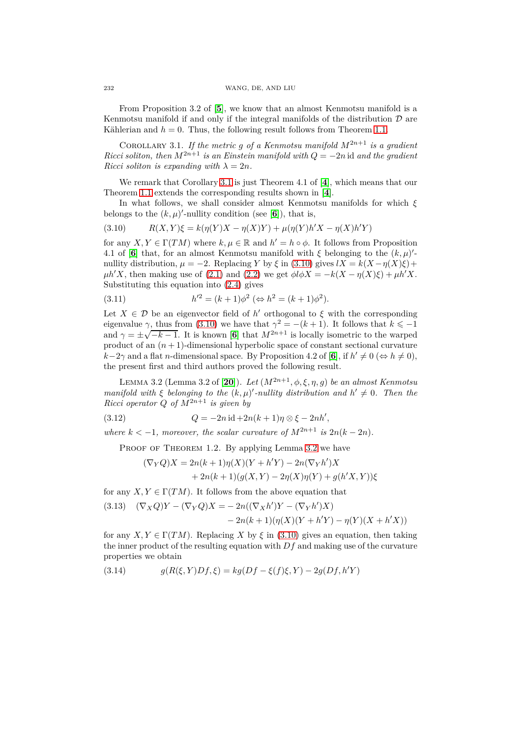From Proposition 3.2 of [5], we know that an almost Kenmotsu manifold is a Kenmotsu manifold if and only if the integral manifolds of the distribution $\mathcal{D}$ are Kählerian and $h = 0$. Thus, the following result follows from Theorem 1.1.

Corollary 3.1. *If the metric $g$ of a Kenmotsu manifold $M^{2n+1}$ is a gradient Ricci soliton, then $M^{2n+1}$ is an Einstein manifold with $Q = -2n\,\mathrm{id}$ and the gradient Ricci soliton is expanding with $\lambda = 2n$.*

We remark that Corollary 3.1 is just Theorem 4.1 of [4], which means that our Theorem 1.1 extends the corresponding results shown in [4].

In what follows, we shall consider almost Kenmotsu manifolds for which $\xi$ belongs to the $(k, \mu)'$-nullity condition (see [6]), that is,

$$R(X, Y)\xi = k(\eta(Y)X - \eta(X)Y) + \mu(\eta(Y)h'X - \eta(X)h'Y) \tag{3.10}$$

for any $X, Y \in \Gamma(TM)$ where $k, \mu \in \mathbb{R}$ and $h' = h \circ \phi$. It follows from Proposition 4.1 of [6] that, for an almost Kenmotsu manifold with $\xi$ belonging to the $(k, \mu)'$-nullity distribution, $\mu = -2$. Replacing $Y$ by $\xi$ in (3.10) gives $lX = k(X - \eta(X)\xi) + \mu h'X$, then making use of (2.1) and (2.2) we get $\phi l \phi X = -k(X - \eta(X)\xi) + \mu h'X$. Substituting this equation into (2.4) gives

$$h'^2 = (k+1)\phi^2 \ (\Leftrightarrow h^2 = (k+1)\phi^2). \tag{3.11}$$

Let $X \in \mathcal{D}$ be an eigenvector field of $h'$ orthogonal to $\xi$ with the corresponding eigenvalue $\gamma$, thus from (3.10) we have that $\gamma^2 = -(k+1)$. It follows that $k \leqslant -1$ and $\gamma = \pm\sqrt{-k-1}$. It is known [6] that $M^{2n+1}$ is locally isometric to the warped product of an $(n+1)$-dimensional hyperbolic space of constant sectional curvature $k - 2\gamma$ and a flat $n$-dimensional space. By Proposition 4.2 of [6], if $h' \neq 0$ ($\Leftrightarrow h \neq 0$), the present first and third authors proved the following result.

Lemma 3.2 (Lemma 3.2 of [20]). *Let $(M^{2n+1}, \phi, \xi, \eta, g)$ be an almost Kenmotsu manifold with $\xi$ belonging to the $(k, \mu)'$-nullity distribution and $h' \neq 0$. Then the Ricci operator $Q$ of $M^{2n+1}$ is given by*

$$Q = -2n\,\mathrm{id} + 2n(k+1)\eta \otimes \xi - 2nh', \tag{3.12}$$

*where $k < -1$, moreover, the scalar curvature of $M^{2n+1}$ is $2n(k - 2n)$.*

Proof of Theorem 1.2. By applying Lemma 3.2 we have

$$\begin{aligned}(\nabla_Y Q)X = {}& 2n(k+1)\eta(X)(Y + h'Y) - 2n(\nabla_Y h')X \\ & + 2n(k+1)(g(X, Y) - 2\eta(X)\eta(Y) + g(h'X, Y))\xi\end{aligned}$$

for any $X, Y \in \Gamma(TM)$. It follows from the above equation that

$$\begin{aligned}(\nabla_X Q)Y - (\nabla_Y Q)X = & -2n((\nabla_X h')Y - (\nabla_Y h')X) \\ & - 2n(k+1)(\eta(X)(Y + h'Y) - \eta(Y)(X + h'X))\end{aligned} \tag{3.13}$$

for any $X, Y \in \Gamma(TM)$. Replacing $X$ by $\xi$ in (3.10) gives an equation, then taking the inner product of the resulting equation with $Df$ and making use of the curvature properties we obtain

$$g(R(\xi, Y)Df, \xi) = kg(Df - \xi(f)\xi, Y) - 2g(Df, h'Y) \tag{3.14}$$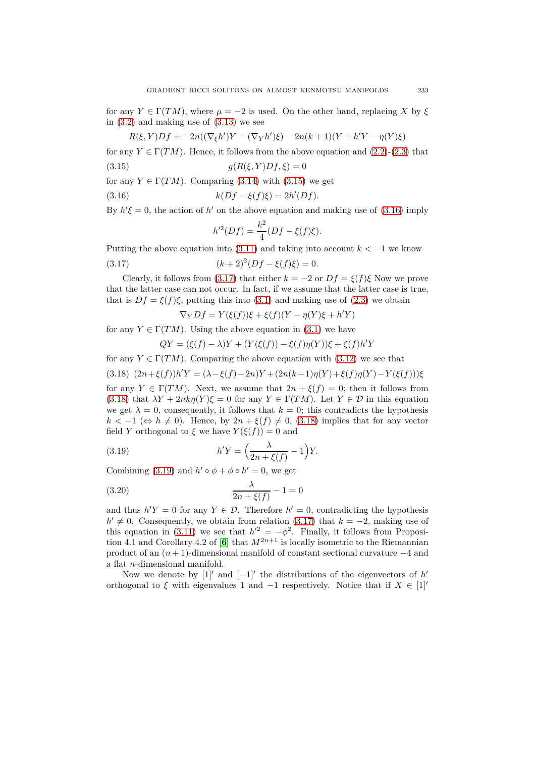for any $Y \in \Gamma(TM)$, where $\mu = -2$ is used. On the other hand, replacing $X$ by $\xi$ in (3.2) and making use of (3.13) we see

$$R(\xi, Y)Df = -2n((\nabla_\xi h')Y - (\nabla_Y h')\xi) - 2n(k+1)(Y + h'Y - \eta(Y)\xi)$$

for any $Y \in \Gamma(TM)$. Hence, it follows from the above equation and (2.2)-(2.3) that

$$g(R(\xi, Y)Df, \xi) = 0 \tag{3.15}$$

for any $Y \in \Gamma(TM)$. Comparing (3.14) with (3.15) we get

$$k(Df - \xi(f)\xi) = 2h'(Df). \tag{3.16}$$

By $h'\xi = 0$, the action of $h'$ on the above equation and making use of (3.16) imply

$$h'^2(Df) = \frac{k^2}{4}(Df - \xi(f)\xi).$$

Putting the above equation into (3.11) and taking into account $k < -1$ we know

$$(k+2)^2(Df - \xi(f)\xi) = 0. \tag{3.17}$$

Clearly, it follows from (3.17) that either $k = -2$ or $Df = \xi(f)\xi$ Now we prove that the latter case can not occur. In fact, if we assume that the latter case is true, that is $Df = \xi(f)\xi$, putting this into (3.1) and making use of (2.3) we obtain

$$\nabla_Y Df = Y(\xi(f))\xi + \xi(f)(Y - \eta(Y)\xi + h'Y)$$

for any $Y \in \Gamma(TM)$. Using the above equation in (3.1) we have

$$QY = (\xi(f) - \lambda)Y + (Y(\xi(f)) - \xi(f)\eta(Y))\xi + \xi(f)h'Y$$

for any $Y \in \Gamma(TM)$. Comparing the above equation with (3.12) we see that

$$(2n+\xi(f))h'Y = (\lambda-\xi(f)-2n)Y+(2n(k+1)\eta(Y)+\xi(f)\eta(Y)-Y(\xi(f)))\xi \tag{3.18}$$

for any $Y \in \Gamma(TM)$. Next, we assume that $2n + \xi(f) = 0$; then it follows from (3.18) that $\lambda Y + 2nk\eta(Y)\xi = 0$ for any $Y \in \Gamma(TM)$. Let $Y \in \mathcal{D}$ in this equation we get $\lambda = 0$, consequently, it follows that $k = 0$; this contradicts the hypothesis $k < -1$ ($\Leftrightarrow h \neq 0$). Hence, by $2n + \xi(f) \neq 0$, (3.18) implies that for any vector field $Y$ orthogonal to $\xi$ we have $Y(\xi(f)) = 0$ and

$$h'Y = \Big(\frac{\lambda}{2n + \xi(f)} - 1\Big)Y. \tag{3.19}$$

Combining (3.19) and $h' \circ \phi + \phi \circ h' = 0$, we get

$$\frac{\lambda}{2n + \xi(f)} - 1 = 0 \tag{3.20}$$

and thus $h'Y = 0$ for any $Y \in \mathcal{D}$. Therefore $h' = 0$, contradicting the hypothesis $h' \neq 0$. Consequently, we obtain from relation (3.17) that $k = -2$, making use of this equation in (3.11) we see that $h'^2 = -\phi^2$. Finally, it follows from Proposition 4.1 and Corollary 4.2 of [**6**] that $M^{2n+1}$ is locally isometric to the Riemannian product of an $(n+1)$-dimensional manifold of constant sectional curvature $-4$ and a flat $n$-dimensional manifold.

Now we denote by $[1]'$ and $[-1]'$ the distributions of the eigenvectors of $h'$ orthogonal to $\xi$ with eigenvalues 1 and $-1$ respectively. Notice that if $X \in [1]'$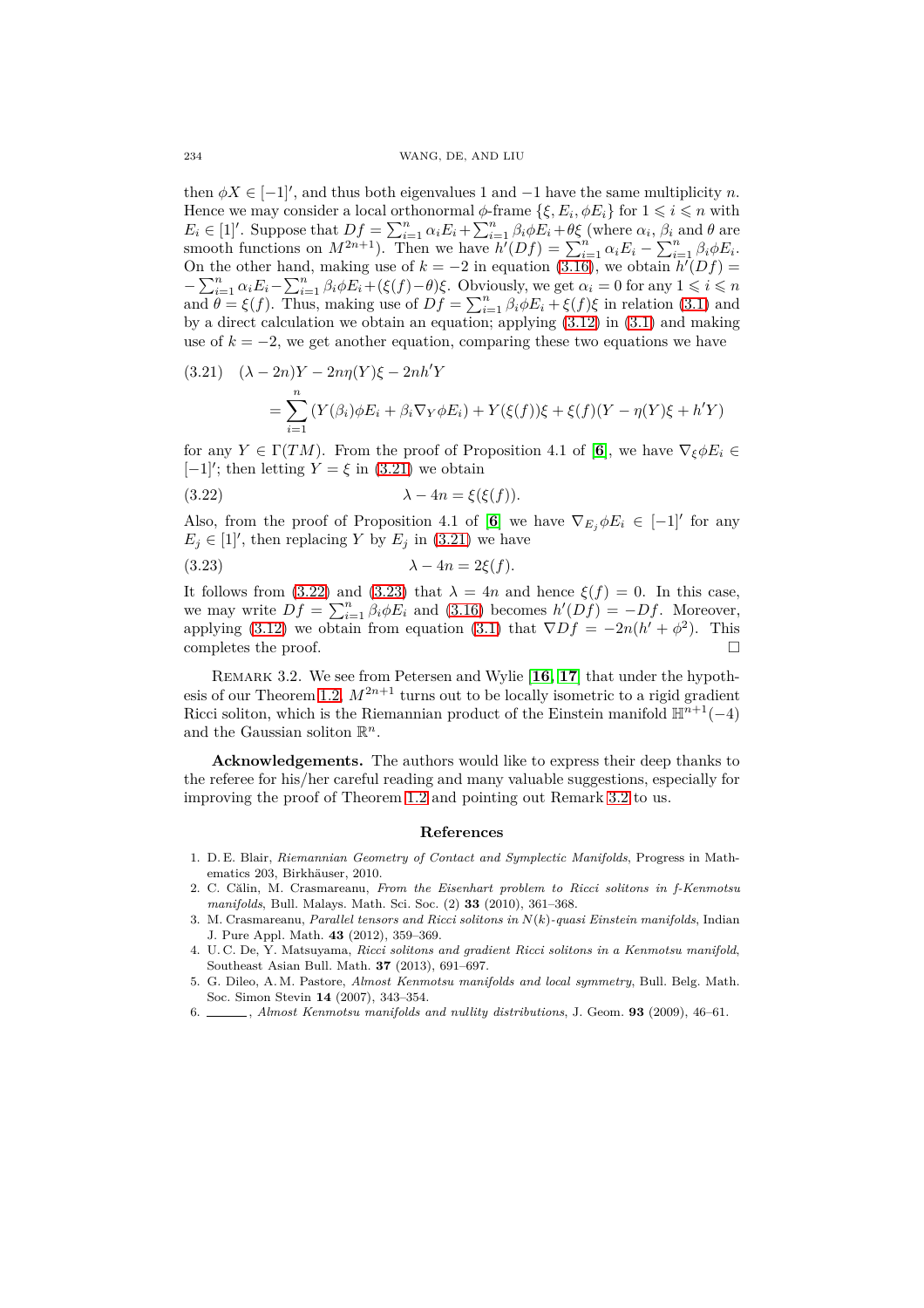then $\phi X \in [-1]'$, and thus both eigenvalues 1 and $-1$ have the same multiplicity $n$. Hence we may consider a local orthonormal $\phi$-frame $\{\xi, E_i, \phi E_i\}$ for $1 \leqslant i \leqslant n$ with $E_i \in [1]'$. Suppose that $Df = \sum_{i=1}^{n} \alpha_i E_i + \sum_{i=1}^{n} \beta_i \phi E_i + \theta\xi$ (where $\alpha_i$, $\beta_i$ and $\theta$ are smooth functions on $M^{2n+1}$). Then we have $h'(Df) = \sum_{i=1}^{n} \alpha_i E_i - \sum_{i=1}^{n} \beta_i \phi E_i$. On the other hand, making use of $k = -2$ in equation (3.16), we obtain $h'(Df) = -\sum_{i=1}^{n} \alpha_i E_i - \sum_{i=1}^{n} \beta_i \phi E_i + (\xi(f) - \theta)\xi$. Obviously, we get $\alpha_i = 0$ for any $1 \leqslant i \leqslant n$ and $\theta = \xi(f)$. Thus, making use of $Df = \sum_{i=1}^{n} \beta_i \phi E_i + \xi(f)\xi$ in relation (3.1) and by a direct calculation we obtain an equation; applying (3.12) in (3.1) and making use of $k = -2$, we get another equation, comparing these two equations we have

$$
\begin{aligned}
(3.21)\quad (\lambda - 2n)Y - 2n\eta(Y)\xi - 2nh'Y \\
= \sum_{i=1}^{n} (Y(\beta_i)\phi E_i + \beta_i \nabla_Y \phi E_i) + Y(\xi(f))\xi + \xi(f)(Y - \eta(Y)\xi + h'Y)
\end{aligned}
$$

for any $Y \in \Gamma(TM)$. From the proof of Proposition 4.1 of [**6**], we have $\nabla_\xi \phi E_i \in [-1]'$; then letting $Y = \xi$ in (3.21) we obtain

$$
(3.22)\qquad \lambda - 4n = \xi(\xi(f)).
$$

Also, from the proof of Proposition 4.1 of [**6**] we have $\nabla_{E_j} \phi E_i \in [-1]'$ for any $E_j \in [1]'$, then replacing $Y$ by $E_j$ in (3.21) we have

$$
(3.23)\qquad \lambda - 4n = 2\xi(f).
$$

It follows from (3.22) and (3.23) that $\lambda = 4n$ and hence $\xi(f) = 0$. In this case, we may write $Df = \sum_{i=1}^{n} \beta_i \phi E_i$ and (3.16) becomes $h'(Df) = -Df$. Moreover, applying (3.12) we obtain from equation (3.1) that $\nabla Df = -2n(h' + \phi^2)$. This completes the proof. $\square$

Remark 3.2. We see from Petersen and Wylie [**16**, **17**] that under the hypothesis of our Theorem 1.2, $M^{2n+1}$ turns out to be locally isometric to a rigid gradient Ricci soliton, which is the Riemannian product of the Einstein manifold $\mathbb{H}^{n+1}(-4)$ and the Gaussian soliton $\mathbb{R}^n$.

**Acknowledgements.** The authors would like to express their deep thanks to the referee for his/her careful reading and many valuable suggestions, especially for improving the proof of Theorem 1.2 and pointing out Remark 3.2 to us.

## References

1. D. E. Blair, *Riemannian Geometry of Contact and Symplectic Manifolds*, Progress in Mathematics 203, Birkhäuser, 2010.
2. C. Călin, M. Crasmareanu, *From the Eisenhart problem to Ricci solitons in f-Kenmotsu manifolds*, Bull. Malays. Math. Sci. Soc. (2) **33** (2010), 361–368.
3. M. Crasmareanu, *Parallel tensors and Ricci solitons in N(k)-quasi Einstein manifolds*, Indian J. Pure Appl. Math. **43** (2012), 359–369.
4. U. C. De, Y. Matsuyama, *Ricci solitons and gradient Ricci solitons in a Kenmotsu manifold*, Southeast Asian Bull. Math. **37** (2013), 691–697.
5. G. Dileo, A. M. Pastore, *Almost Kenmotsu manifolds and local symmetry*, Bull. Belg. Math. Soc. Simon Stevin **14** (2007), 343–354.
6. ______, *Almost Kenmotsu manifolds and nullity distributions*, J. Geom. **93** (2009), 46–61.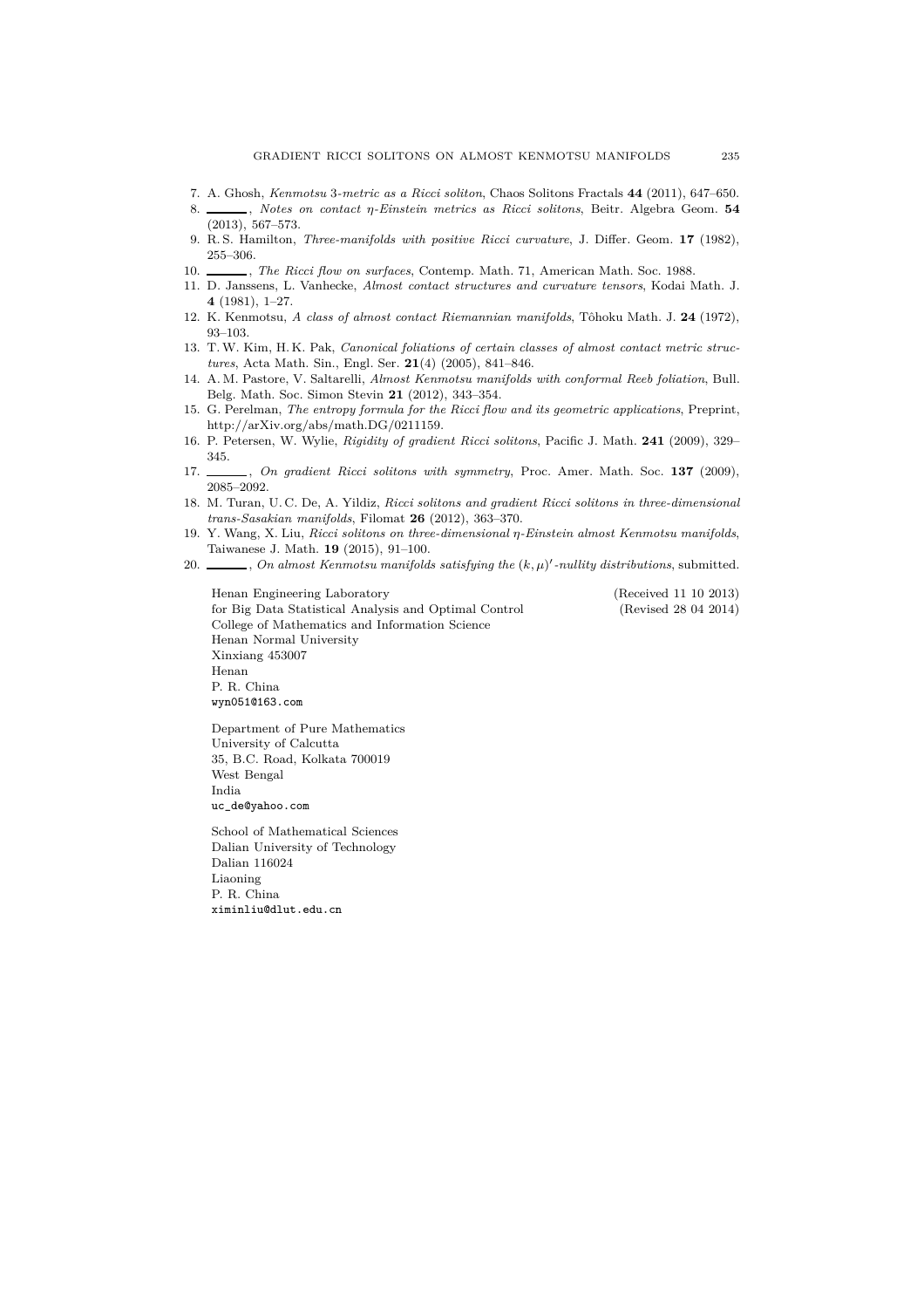7. A. Ghosh, *Kenmotsu 3-metric as a Ricci soliton*, Chaos Solitons Fractals **44** (2011), 647–650.
8. ______, *Notes on contact η-Einstein metrics as Ricci solitons*, Beitr. Algebra Geom. **54** (2013), 567–573.
9. R. S. Hamilton, *Three-manifolds with positive Ricci curvature*, J. Differ. Geom. **17** (1982), 255–306.
10. ______, *The Ricci flow on surfaces*, Contemp. Math. 71, American Math. Soc. 1988.
11. D. Janssens, L. Vanhecke, *Almost contact structures and curvature tensors*, Kodai Math. J. **4** (1981), 1–27.
12. K. Kenmotsu, *A class of almost contact Riemannian manifolds*, Tôhoku Math. J. **24** (1972), 93–103.
13. T. W. Kim, H. K. Pak, *Canonical foliations of certain classes of almost contact metric structures*, Acta Math. Sin., Engl. Ser. **21**(4) (2005), 841–846.
14. A. M. Pastore, V. Saltarelli, *Almost Kenmotsu manifolds with conformal Reeb foliation*, Bull. Belg. Math. Soc. Simon Stevin **21** (2012), 343–354.
15. G. Perelman, *The entropy formula for the Ricci flow and its geometric applications*, Preprint, http://arXiv.org/abs/math.DG/0211159.
16. P. Petersen, W. Wylie, *Rigidity of gradient Ricci solitons*, Pacific J. Math. **241** (2009), 329–345.
17. ______, *On gradient Ricci solitons with symmetry*, Proc. Amer. Math. Soc. **137** (2009), 2085–2092.
18. M. Turan, U. C. De, A. Yildiz, *Ricci solitons and gradient Ricci solitons in three-dimensional trans-Sasakian manifolds*, Filomat **26** (2012), 363–370.
19. Y. Wang, X. Liu, *Ricci solitons on three-dimensional η-Einstein almost Kenmotsu manifolds*, Taiwanese J. Math. **19** (2015), 91–100.
20. ______, *On almost Kenmotsu manifolds satisfying the $(k,\mu)'$-nullity distributions*, submitted.

Henan Engineering Laboratory
for Big Data Statistical Analysis and Optimal Control
College of Mathematics and Information Science
Henan Normal University
Xinxiang 453007
Henan
P. R. China
wyn051@163.com

(Received 11 10 2013)
(Revised 28 04 2014)

Department of Pure Mathematics
University of Calcutta
35, B.C. Road, Kolkata 700019
West Bengal
India
uc_de@yahoo.com

School of Mathematical Sciences
Dalian University of Technology
Dalian 116024
Liaoning
P. R. China
ximinliu@dlut.edu.cn